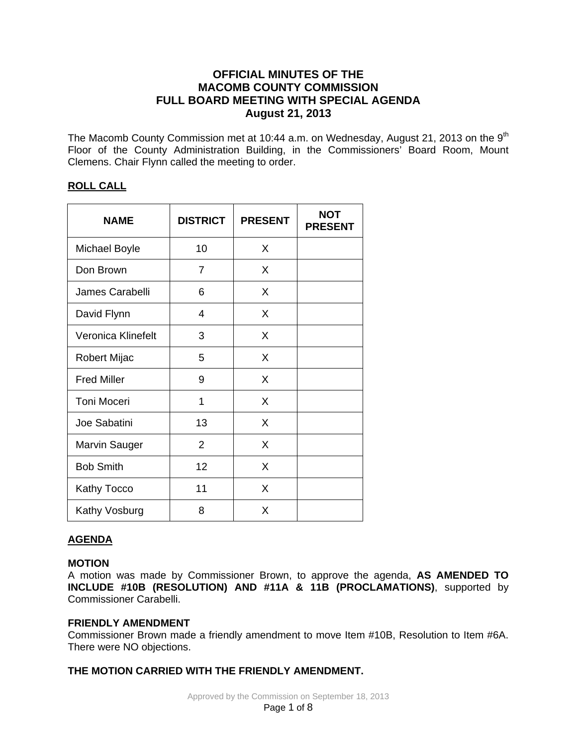# OFFICIAL MINUTES OF THE MACOMB COUNTY COMMISSION FULL BOARD MEETING WITH SPECIAL AGENDA August 21, 2013

The Macomb County Commission met at 10:44 a.m. on Wednesday, August 21, 2013 on the 9th Floor of the County Administration Building, in the Commissioners' Board Room, Mount Clemens. Chair Flynn called the meeting to order.

## ROLL CALL

| NAME | DISTRICT | PRESENT | NOT PRESENT |
|---|---|---|---|
| Michael Boyle | 10 | X | |
| Don Brown | 7 | X | |
| James Carabelli | 6 | X | |
| David Flynn | 4 | X | |
| Veronica Klinefelt | 3 | X | |
| Robert Mijac | 5 | X | |
| Fred Miller | 9 | X | |
| Toni Moceri | 1 | X | |
| Joe Sabatini | 13 | X | |
| Marvin Sauger | 2 | X | |
| Bob Smith | 12 | X | |
| Kathy Tocco | 11 | X | |
| Kathy Vosburg | 8 | X | |

## AGENDA

### MOTION

A motion was made by Commissioner Brown, to approve the agenda, **AS AMENDED TO INCLUDE #10B (RESOLUTION) AND #11A & 11B (PROCLAMATIONS)**, supported by Commissioner Carabelli.

### FRIENDLY AMENDMENT

Commissioner Brown made a friendly amendment to move Item #10B, Resolution to Item #6A. There were NO objections.

### THE MOTION CARRIED WITH THE FRIENDLY AMENDMENT.

Approved by the Commission on September 18, 2013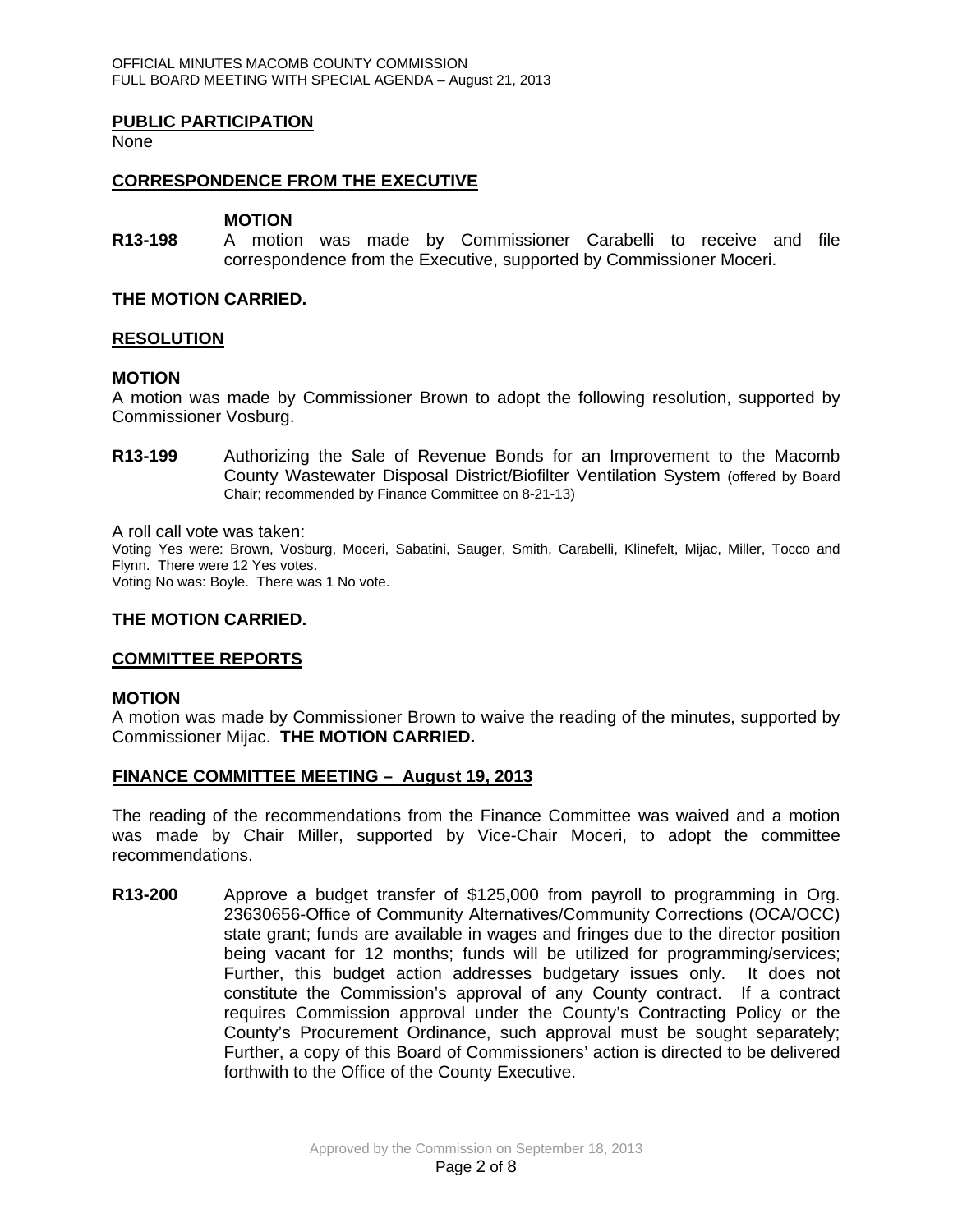## PUBLIC PARTICIPATION

None

## CORRESPONDENCE FROM THE EXECUTIVE

**MOTION**

**R13-198** A motion was made by Commissioner Carabelli to receive and file correspondence from the Executive, supported by Commissioner Moceri.

**THE MOTION CARRIED.**

## RESOLUTION

**MOTION**

A motion was made by Commissioner Brown to adopt the following resolution, supported by Commissioner Vosburg.

**R13-199** Authorizing the Sale of Revenue Bonds for an Improvement to the Macomb County Wastewater Disposal District/Biofilter Ventilation System (offered by Board Chair; recommended by Finance Committee on 8-21-13)

A roll call vote was taken:

Voting Yes were: Brown, Vosburg, Moceri, Sabatini, Sauger, Smith, Carabelli, Klinefelt, Mijac, Miller, Tocco and Flynn. There were 12 Yes votes.

Voting No was: Boyle. There was 1 No vote.

**THE MOTION CARRIED.**

## COMMITTEE REPORTS

**MOTION**

A motion was made by Commissioner Brown to waive the reading of the minutes, supported by Commissioner Mijac. **THE MOTION CARRIED.**

## FINANCE COMMITTEE MEETING – August 19, 2013

The reading of the recommendations from the Finance Committee was waived and a motion was made by Chair Miller, supported by Vice-Chair Moceri, to adopt the committee recommendations.

**R13-200** Approve a budget transfer of $125,000 from payroll to programming in Org. 23630656-Office of Community Alternatives/Community Corrections (OCA/OCC) state grant; funds are available in wages and fringes due to the director position being vacant for 12 months; funds will be utilized for programming/services; Further, this budget action addresses budgetary issues only. It does not constitute the Commission's approval of any County contract. If a contract requires Commission approval under the County's Contracting Policy or the County's Procurement Ordinance, such approval must be sought separately; Further, a copy of this Board of Commissioners' action is directed to be delivered forthwith to the Office of the County Executive.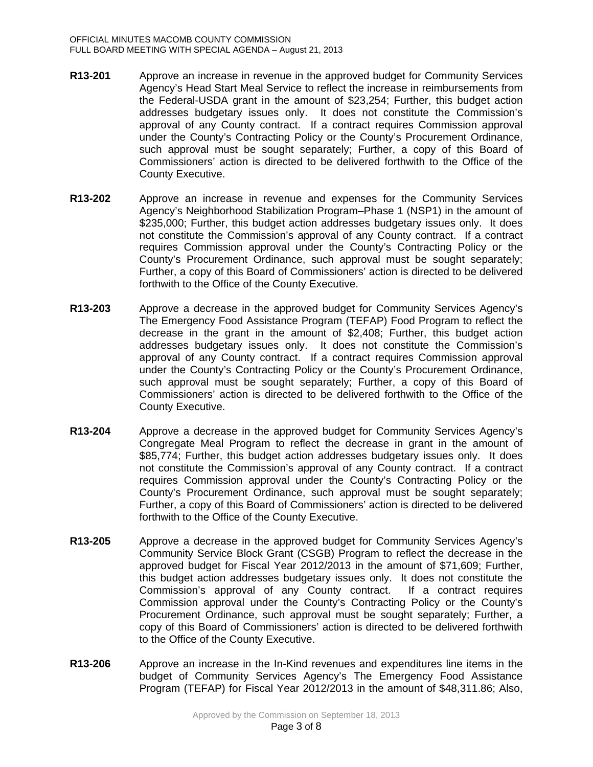**R13-201** Approve an increase in revenue in the approved budget for Community Services Agency's Head Start Meal Service to reflect the increase in reimbursements from the Federal-USDA grant in the amount of $23,254; Further, this budget action addresses budgetary issues only. It does not constitute the Commission's approval of any County contract. If a contract requires Commission approval under the County's Contracting Policy or the County's Procurement Ordinance, such approval must be sought separately; Further, a copy of this Board of Commissioners' action is directed to be delivered forthwith to the Office of the County Executive.

**R13-202** Approve an increase in revenue and expenses for the Community Services Agency's Neighborhood Stabilization Program–Phase 1 (NSP1) in the amount of $235,000; Further, this budget action addresses budgetary issues only. It does not constitute the Commission's approval of any County contract. If a contract requires Commission approval under the County's Contracting Policy or the County's Procurement Ordinance, such approval must be sought separately; Further, a copy of this Board of Commissioners' action is directed to be delivered forthwith to the Office of the County Executive.

**R13-203** Approve a decrease in the approved budget for Community Services Agency's The Emergency Food Assistance Program (TEFAP) Food Program to reflect the decrease in the grant in the amount of $2,408; Further, this budget action addresses budgetary issues only. It does not constitute the Commission's approval of any County contract. If a contract requires Commission approval under the County's Contracting Policy or the County's Procurement Ordinance, such approval must be sought separately; Further, a copy of this Board of Commissioners' action is directed to be delivered forthwith to the Office of the County Executive.

**R13-204** Approve a decrease in the approved budget for Community Services Agency's Congregate Meal Program to reflect the decrease in grant in the amount of $85,774; Further, this budget action addresses budgetary issues only. It does not constitute the Commission's approval of any County contract. If a contract requires Commission approval under the County's Contracting Policy or the County's Procurement Ordinance, such approval must be sought separately; Further, a copy of this Board of Commissioners' action is directed to be delivered forthwith to the Office of the County Executive.

**R13-205** Approve a decrease in the approved budget for Community Services Agency's Community Service Block Grant (CSGB) Program to reflect the decrease in the approved budget for Fiscal Year 2012/2013 in the amount of $71,609; Further, this budget action addresses budgetary issues only. It does not constitute the Commission's approval of any County contract. If a contract requires Commission approval under the County's Contracting Policy or the County's Procurement Ordinance, such approval must be sought separately; Further, a copy of this Board of Commissioners' action is directed to be delivered forthwith to the Office of the County Executive.

**R13-206** Approve an increase in the In-Kind revenues and expenditures line items in the budget of Community Services Agency's The Emergency Food Assistance Program (TEFAP) for Fiscal Year 2012/2013 in the amount of $48,311.86; Also,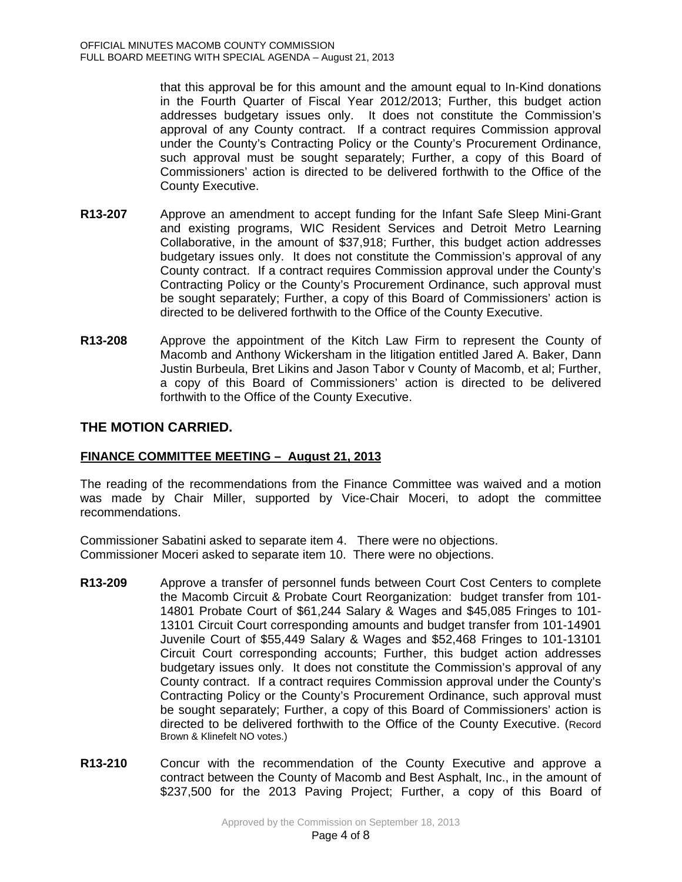that this approval be for this amount and the amount equal to In-Kind donations in the Fourth Quarter of Fiscal Year 2012/2013; Further, this budget action addresses budgetary issues only. It does not constitute the Commission's approval of any County contract. If a contract requires Commission approval under the County's Contracting Policy or the County's Procurement Ordinance, such approval must be sought separately; Further, a copy of this Board of Commissioners' action is directed to be delivered forthwith to the Office of the County Executive.

**R13-207** Approve an amendment to accept funding for the Infant Safe Sleep Mini-Grant and existing programs, WIC Resident Services and Detroit Metro Learning Collaborative, in the amount of $37,918; Further, this budget action addresses budgetary issues only. It does not constitute the Commission's approval of any County contract. If a contract requires Commission approval under the County's Contracting Policy or the County's Procurement Ordinance, such approval must be sought separately; Further, a copy of this Board of Commissioners' action is directed to be delivered forthwith to the Office of the County Executive.

**R13-208** Approve the appointment of the Kitch Law Firm to represent the County of Macomb and Anthony Wickersham in the litigation entitled Jared A. Baker, Dann Justin Burbeula, Bret Likins and Jason Tabor v County of Macomb, et al; Further, a copy of this Board of Commissioners' action is directed to be delivered forthwith to the Office of the County Executive.

## THE MOTION CARRIED.

**FINANCE COMMITTEE MEETING – August 21, 2013**

The reading of the recommendations from the Finance Committee was waived and a motion was made by Chair Miller, supported by Vice-Chair Moceri, to adopt the committee recommendations.

Commissioner Sabatini asked to separate item 4. There were no objections.
Commissioner Moceri asked to separate item 10. There were no objections.

**R13-209** Approve a transfer of personnel funds between Court Cost Centers to complete the Macomb Circuit & Probate Court Reorganization: budget transfer from 101-14801 Probate Court of $61,244 Salary & Wages and $45,085 Fringes to 101-13101 Circuit Court corresponding amounts and budget transfer from 101-14901 Juvenile Court of $55,449 Salary & Wages and $52,468 Fringes to 101-13101 Circuit Court corresponding accounts; Further, this budget action addresses budgetary issues only. It does not constitute the Commission's approval of any County contract. If a contract requires Commission approval under the County's Contracting Policy or the County's Procurement Ordinance, such approval must be sought separately; Further, a copy of this Board of Commissioners' action is directed to be delivered forthwith to the Office of the County Executive. (Record Brown & Klinefelt NO votes.)

**R13-210** Concur with the recommendation of the County Executive and approve a contract between the County of Macomb and Best Asphalt, Inc., in the amount of $237,500 for the 2013 Paving Project; Further, a copy of this Board of

Approved by the Commission on September 18, 2013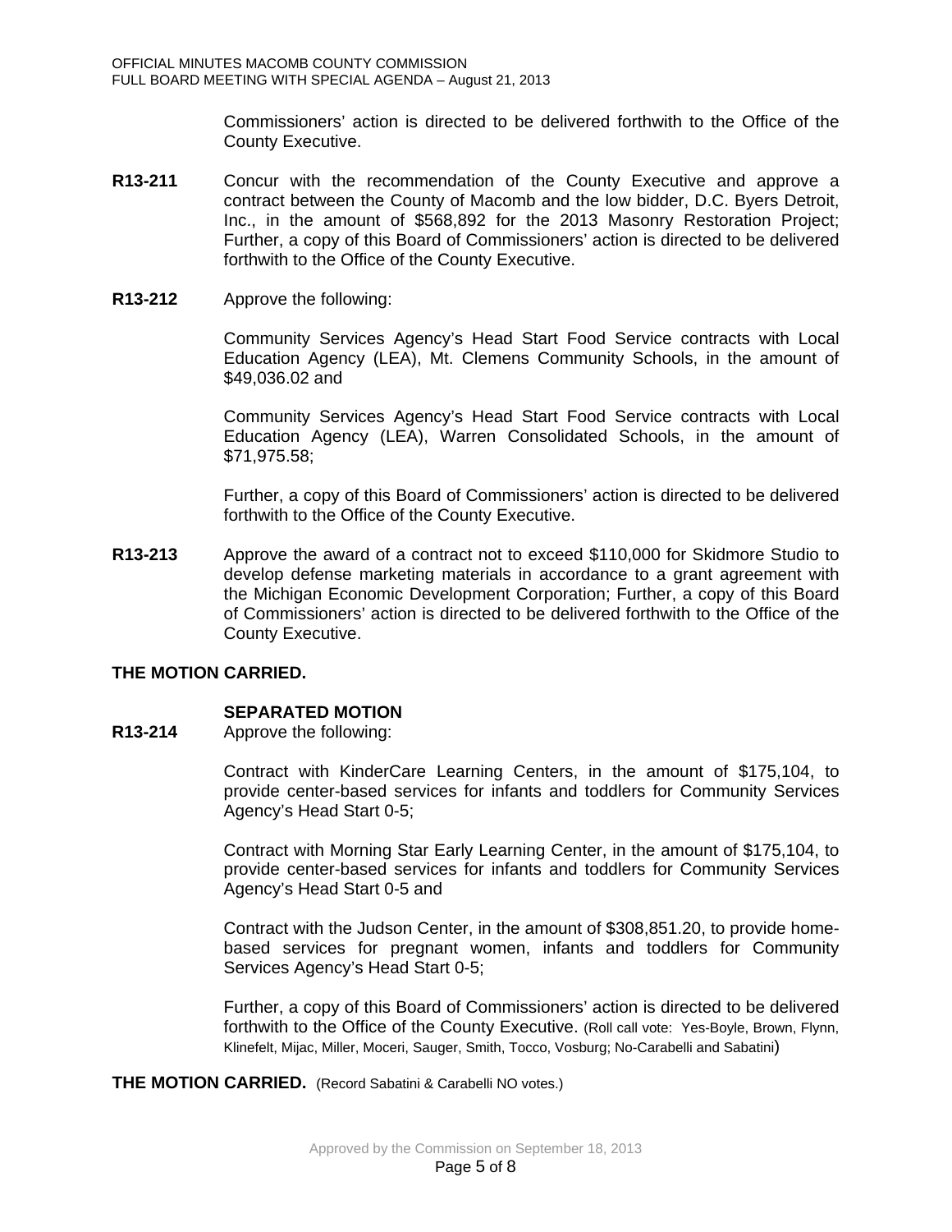Commissioners' action is directed to be delivered forthwith to the Office of the County Executive.

**R13-211** Concur with the recommendation of the County Executive and approve a contract between the County of Macomb and the low bidder, D.C. Byers Detroit, Inc., in the amount of $568,892 for the 2013 Masonry Restoration Project; Further, a copy of this Board of Commissioners' action is directed to be delivered forthwith to the Office of the County Executive.

**R13-212** Approve the following:

Community Services Agency's Head Start Food Service contracts with Local Education Agency (LEA), Mt. Clemens Community Schools, in the amount of $49,036.02 and

Community Services Agency's Head Start Food Service contracts with Local Education Agency (LEA), Warren Consolidated Schools, in the amount of $71,975.58;

Further, a copy of this Board of Commissioners' action is directed to be delivered forthwith to the Office of the County Executive.

**R13-213** Approve the award of a contract not to exceed $110,000 for Skidmore Studio to develop defense marketing materials in accordance to a grant agreement with the Michigan Economic Development Corporation; Further, a copy of this Board of Commissioners' action is directed to be delivered forthwith to the Office of the County Executive.

**THE MOTION CARRIED.**

**SEPARATED MOTION**

**R13-214** Approve the following:

Contract with KinderCare Learning Centers, in the amount of $175,104, to provide center-based services for infants and toddlers for Community Services Agency's Head Start 0-5;

Contract with Morning Star Early Learning Center, in the amount of $175,104, to provide center-based services for infants and toddlers for Community Services Agency's Head Start 0-5 and

Contract with the Judson Center, in the amount of $308,851.20, to provide home-based services for pregnant women, infants and toddlers for Community Services Agency's Head Start 0-5;

Further, a copy of this Board of Commissioners' action is directed to be delivered forthwith to the Office of the County Executive. (Roll call vote: Yes-Boyle, Brown, Flynn, Klinefelt, Mijac, Miller, Moceri, Sauger, Smith, Tocco, Vosburg; No-Carabelli and Sabatini)

**THE MOTION CARRIED.** (Record Sabatini & Carabelli NO votes.)

Approved by the Commission on September 18, 2013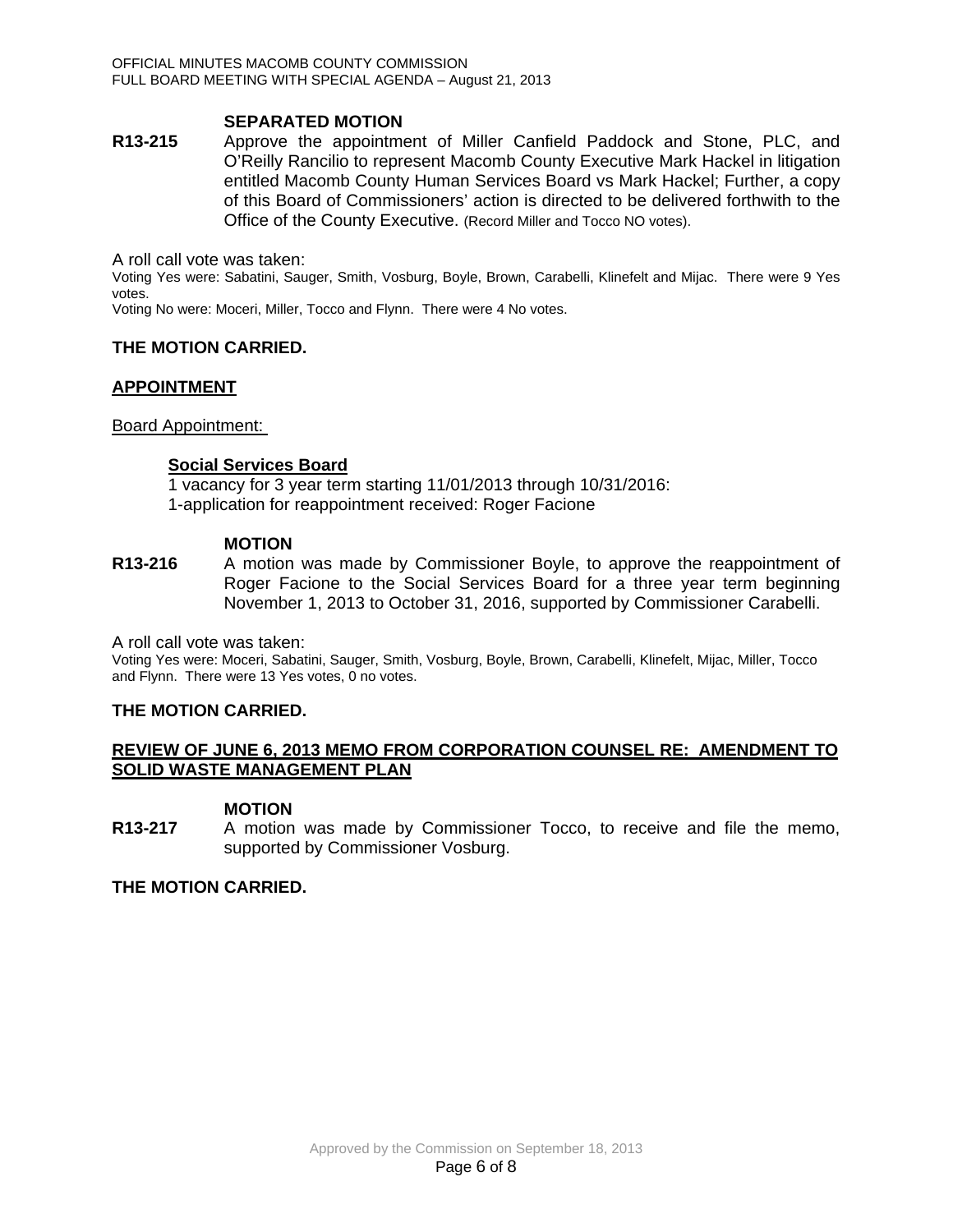**SEPARATED MOTION**

**R13-215** Approve the appointment of Miller Canfield Paddock and Stone, PLC, and O'Reilly Rancilio to represent Macomb County Executive Mark Hackel in litigation entitled Macomb County Human Services Board vs Mark Hackel; Further, a copy of this Board of Commissioners' action is directed to be delivered forthwith to the Office of the County Executive. (Record Miller and Tocco NO votes).

A roll call vote was taken:

Voting Yes were: Sabatini, Sauger, Smith, Vosburg, Boyle, Brown, Carabelli, Klinefelt and Mijac. There were 9 Yes votes.

Voting No were: Moceri, Miller, Tocco and Flynn. There were 4 No votes.

**THE MOTION CARRIED.**

## APPOINTMENT

Board Appointment:

**Social Services Board**

1 vacancy for 3 year term starting 11/01/2013 through 10/31/2016:
1-application for reappointment received: Roger Facione

**MOTION**

**R13-216** A motion was made by Commissioner Boyle, to approve the reappointment of Roger Facione to the Social Services Board for a three year term beginning November 1, 2013 to October 31, 2016, supported by Commissioner Carabelli.

A roll call vote was taken:

Voting Yes were: Moceri, Sabatini, Sauger, Smith, Vosburg, Boyle, Brown, Carabelli, Klinefelt, Mijac, Miller, Tocco and Flynn. There were 13 Yes votes, 0 no votes.

**THE MOTION CARRIED.**

## REVIEW OF JUNE 6, 2013 MEMO FROM CORPORATION COUNSEL RE: AMENDMENT TO SOLID WASTE MANAGEMENT PLAN

**MOTION**

**R13-217** A motion was made by Commissioner Tocco, to receive and file the memo, supported by Commissioner Vosburg.

**THE MOTION CARRIED.**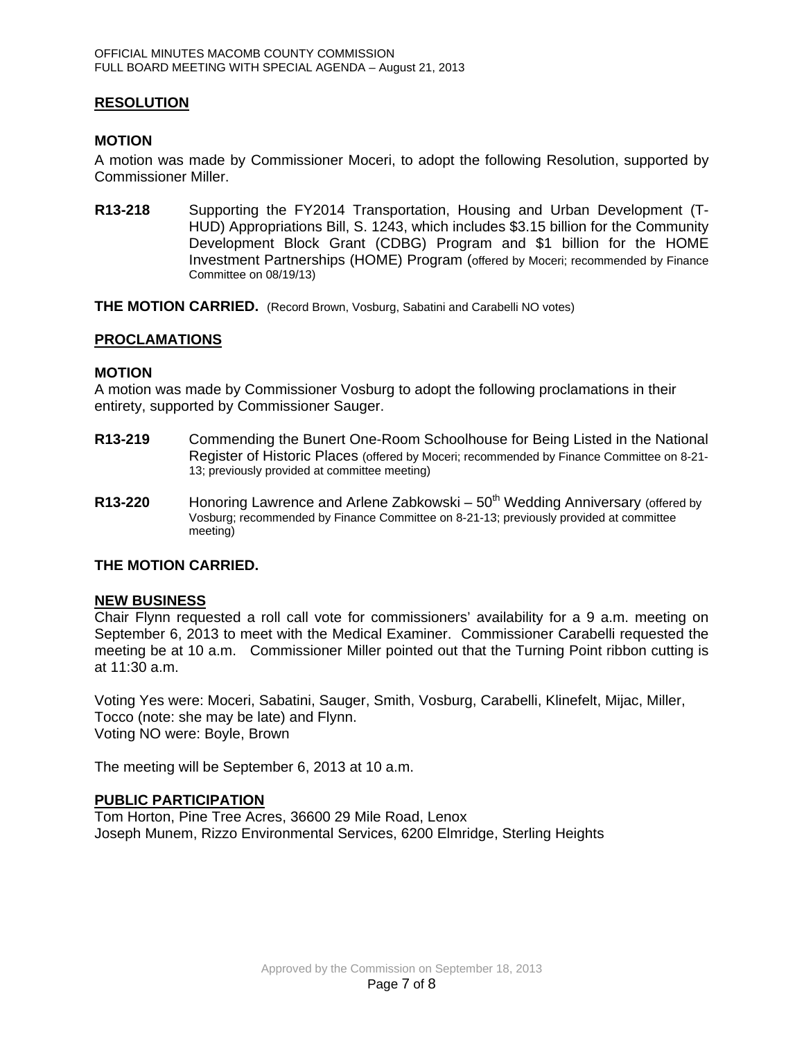## RESOLUTION

### MOTION

A motion was made by Commissioner Moceri, to adopt the following Resolution, supported by Commissioner Miller.

**R13-218** Supporting the FY2014 Transportation, Housing and Urban Development (T-HUD) Appropriations Bill, S. 1243, which includes $3.15 billion for the Community Development Block Grant (CDBG) Program and $1 billion for the HOME Investment Partnerships (HOME) Program (offered by Moceri; recommended by Finance Committee on 08/19/13)

**THE MOTION CARRIED.** (Record Brown, Vosburg, Sabatini and Carabelli NO votes)

## PROCLAMATIONS

### MOTION

A motion was made by Commissioner Vosburg to adopt the following proclamations in their entirety, supported by Commissioner Sauger.

**R13-219** Commending the Bunert One-Room Schoolhouse for Being Listed in the National Register of Historic Places (offered by Moceri; recommended by Finance Committee on 8-21-13; previously provided at committee meeting)

**R13-220** Honoring Lawrence and Arlene Zabkowski – 50th Wedding Anniversary (offered by Vosburg; recommended by Finance Committee on 8-21-13; previously provided at committee meeting)

**THE MOTION CARRIED.**

## NEW BUSINESS

Chair Flynn requested a roll call vote for commissioners' availability for a 9 a.m. meeting on September 6, 2013 to meet with the Medical Examiner. Commissioner Carabelli requested the meeting be at 10 a.m. Commissioner Miller pointed out that the Turning Point ribbon cutting is at 11:30 a.m.

Voting Yes were: Moceri, Sabatini, Sauger, Smith, Vosburg, Carabelli, Klinefelt, Mijac, Miller, Tocco (note: she may be late) and Flynn.
Voting NO were: Boyle, Brown

The meeting will be September 6, 2013 at 10 a.m.

## PUBLIC PARTICIPATION

Tom Horton, Pine Tree Acres, 36600 29 Mile Road, Lenox
Joseph Munem, Rizzo Environmental Services, 6200 Elmridge, Sterling Heights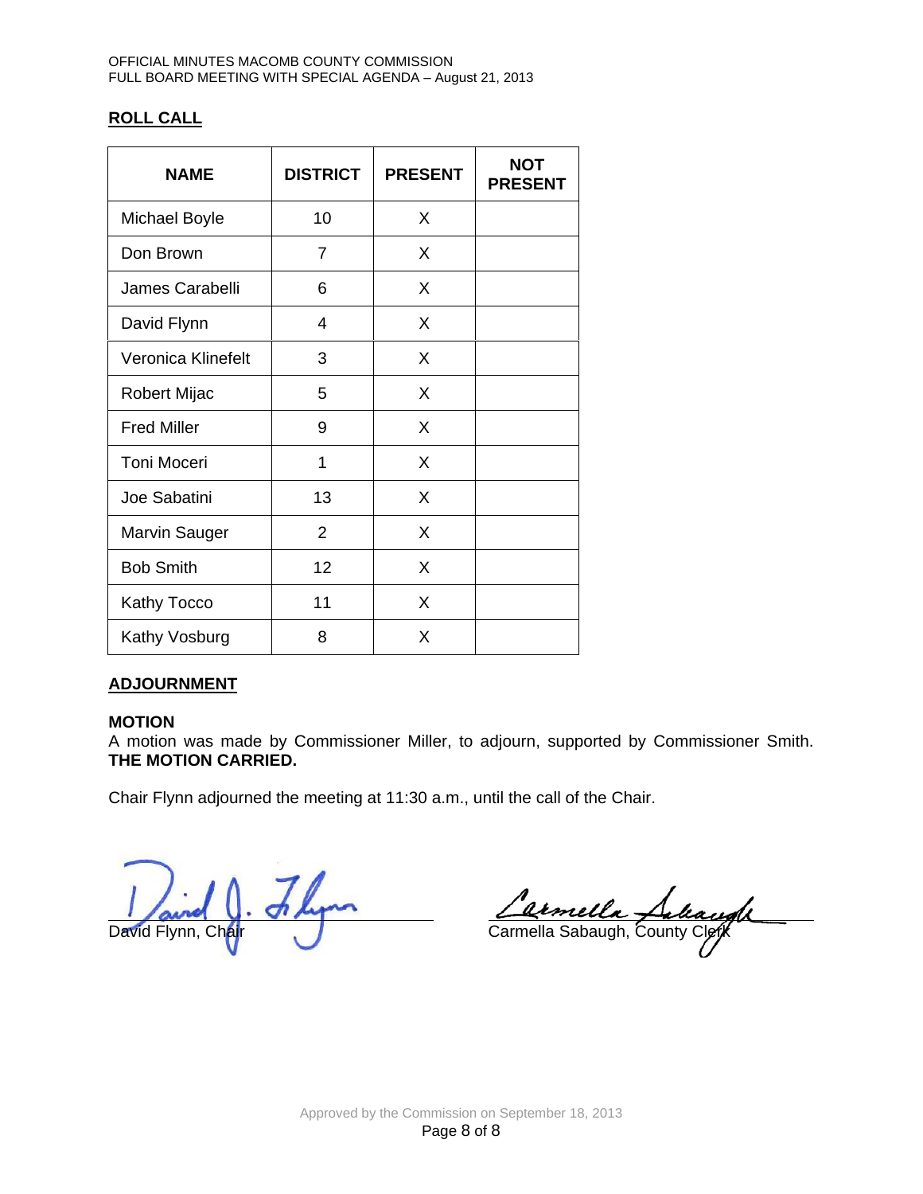## ROLL CALL

| NAME | DISTRICT | PRESENT | NOT PRESENT |
|---|---|---|---|
| Michael Boyle | 10 | X | |
| Don Brown | 7 | X | |
| James Carabelli | 6 | X | |
| David Flynn | 4 | X | |
| Veronica Klinefelt | 3 | X | |
| Robert Mijac | 5 | X | |
| Fred Miller | 9 | X | |
| Toni Moceri | 1 | X | |
| Joe Sabatini | 13 | X | |
| Marvin Sauger | 2 | X | |
| Bob Smith | 12 | X | |
| Kathy Tocco | 11 | X | |
| Kathy Vosburg | 8 | X | |

## ADJOURNMENT

**MOTION**
A motion was made by Commissioner Miller, to adjourn, supported by Commissioner Smith. **THE MOTION CARRIED.**

Chair Flynn adjourned the meeting at 11:30 a.m., until the call of the Chair.

David Flynn, Chair

Carmella Sabaugh, County Clerk

Approved by the Commission on September 18, 2013